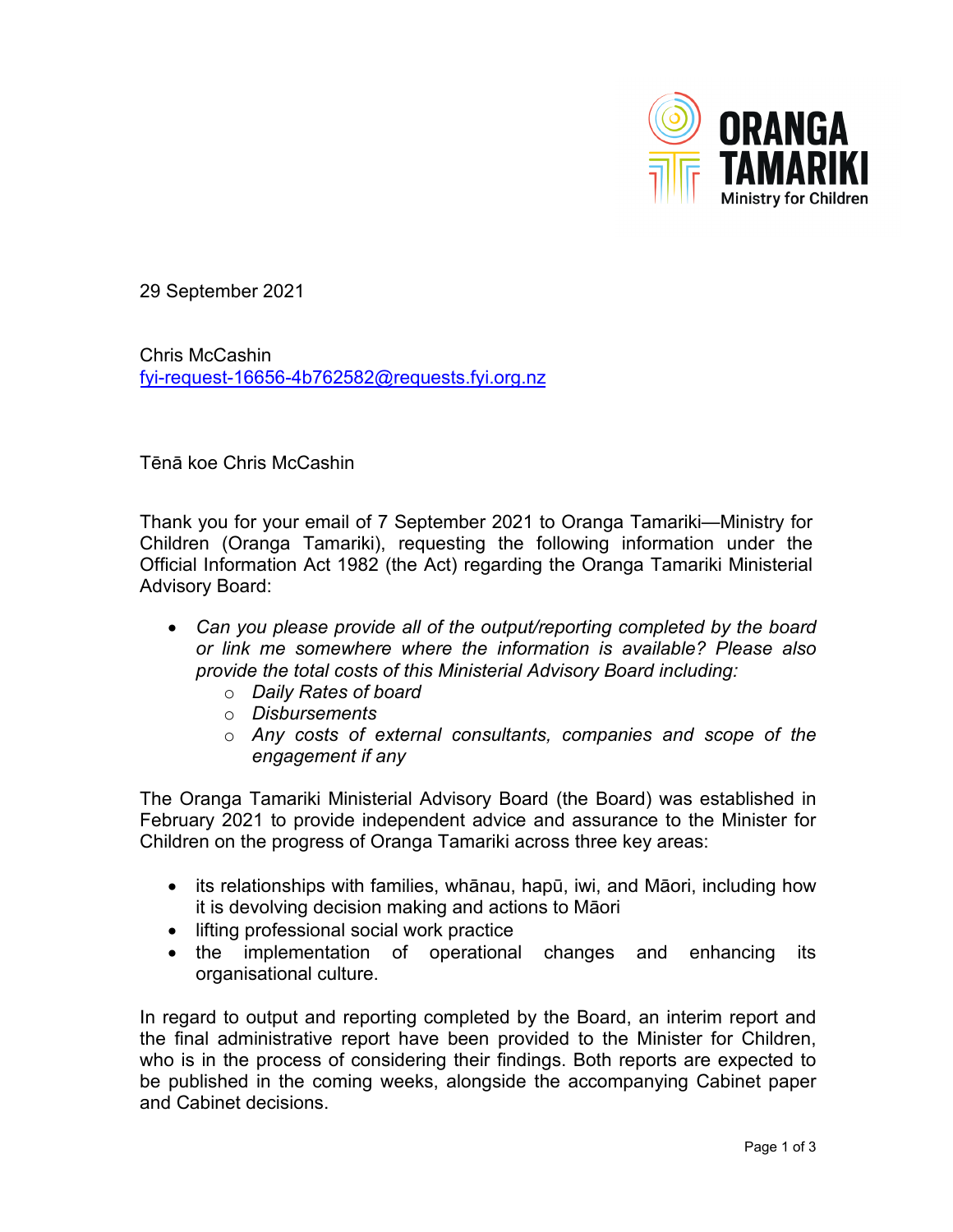ORANGA TAMARIKI
Ministry for Children

29 September 2021

Chris McCashin
fyi-request-16656-4b762582@requests.fyi.org.nz

Tēnā koe Chris McCashin

Thank you for your email of 7 September 2021 to Oranga Tamariki—Ministry for Children (Oranga Tamariki), requesting the following information under the Official Information Act 1982 (the Act) regarding the Oranga Tamariki Ministerial Advisory Board:

- *Can you please provide all of the output/reporting completed by the board or link me somewhere where the information is available? Please also provide the total costs of this Ministerial Advisory Board including:*
  - *Daily Rates of board*
  - *Disbursements*
  - *Any costs of external consultants, companies and scope of the engagement if any*

The Oranga Tamariki Ministerial Advisory Board (the Board) was established in February 2021 to provide independent advice and assurance to the Minister for Children on the progress of Oranga Tamariki across three key areas:

- its relationships with families, whānau, hapū, iwi, and Māori, including how it is devolving decision making and actions to Māori
- lifting professional social work practice
- the implementation of operational changes and enhancing its organisational culture.

In regard to output and reporting completed by the Board, an interim report and the final administrative report have been provided to the Minister for Children, who is in the process of considering their findings. Both reports are expected to be published in the coming weeks, alongside the accompanying Cabinet paper and Cabinet decisions.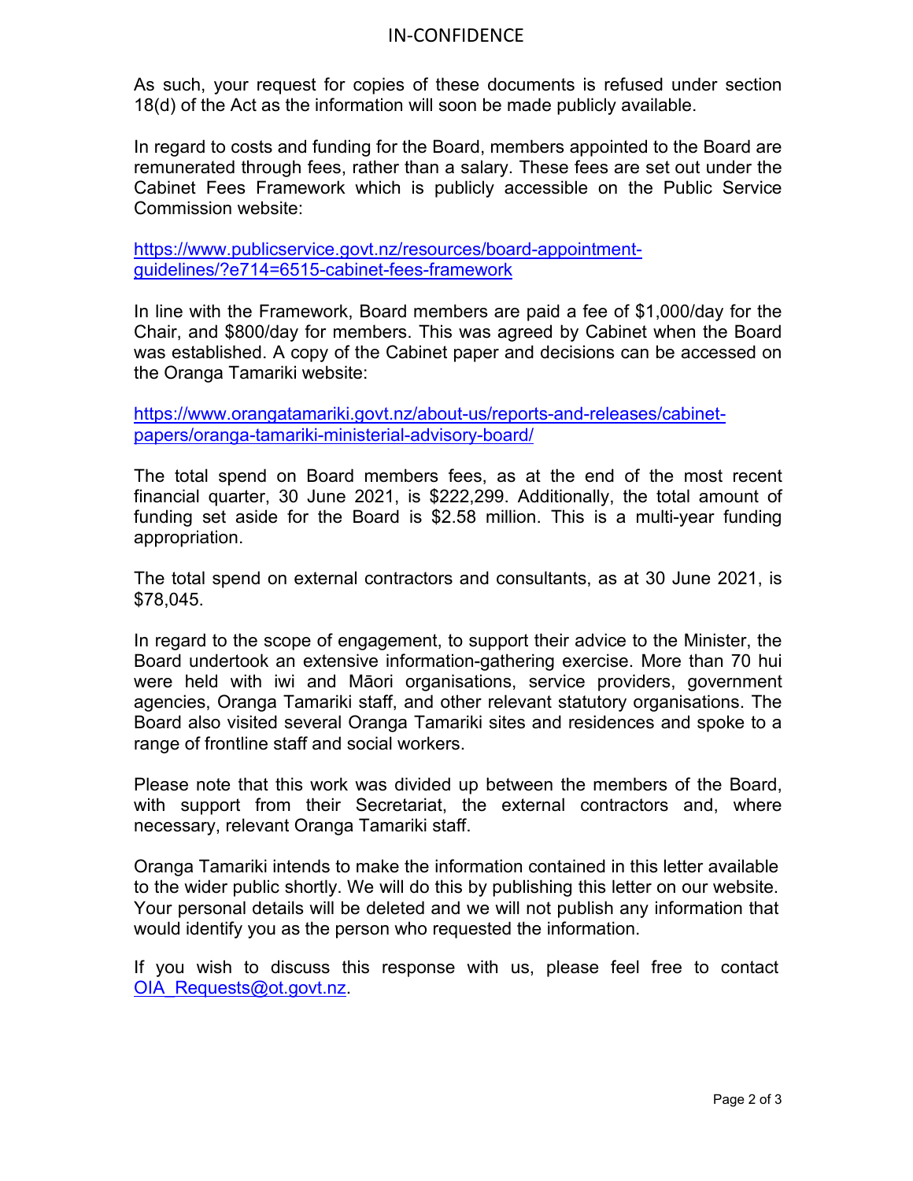As such, your request for copies of these documents is refused under section 18(d) of the Act as the information will soon be made publicly available.

In regard to costs and funding for the Board, members appointed to the Board are remunerated through fees, rather than a salary. These fees are set out under the Cabinet Fees Framework which is publicly accessible on the Public Service Commission website:

https://www.publicservice.govt.nz/resources/board-appointment-guidelines/?e714=6515-cabinet-fees-framework

In line with the Framework, Board members are paid a fee of $1,000/day for the Chair, and $800/day for members. This was agreed by Cabinet when the Board was established. A copy of the Cabinet paper and decisions can be accessed on the Oranga Tamariki website:

https://www.orangatamariki.govt.nz/about-us/reports-and-releases/cabinet-papers/oranga-tamariki-ministerial-advisory-board/

The total spend on Board members fees, as at the end of the most recent financial quarter, 30 June 2021, is $222,299. Additionally, the total amount of funding set aside for the Board is $2.58 million. This is a multi-year funding appropriation.

The total spend on external contractors and consultants, as at 30 June 2021, is $78,045.

In regard to the scope of engagement, to support their advice to the Minister, the Board undertook an extensive information-gathering exercise. More than 70 hui were held with iwi and Māori organisations, service providers, government agencies, Oranga Tamariki staff, and other relevant statutory organisations. The Board also visited several Oranga Tamariki sites and residences and spoke to a range of frontline staff and social workers.

Please note that this work was divided up between the members of the Board, with support from their Secretariat, the external contractors and, where necessary, relevant Oranga Tamariki staff.

Oranga Tamariki intends to make the information contained in this letter available to the wider public shortly. We will do this by publishing this letter on our website. Your personal details will be deleted and we will not publish any information that would identify you as the person who requested the information.

If you wish to discuss this response with us, please feel free to contact OIA_Requests@ot.govt.nz.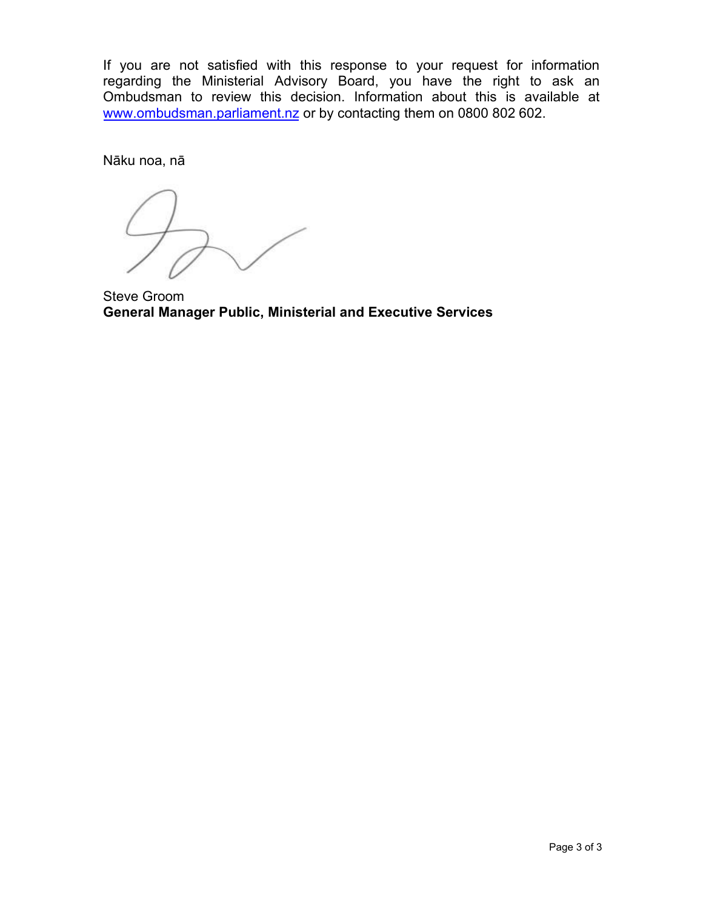If you are not satisfied with this response to your request for information regarding the Ministerial Advisory Board, you have the right to ask an Ombudsman to review this decision. Information about this is available at www.ombudsman.parliament.nz or by contacting them on 0800 802 602.

Nāku noa, nā

Steve Groom
**General Manager Public, Ministerial and Executive Services**